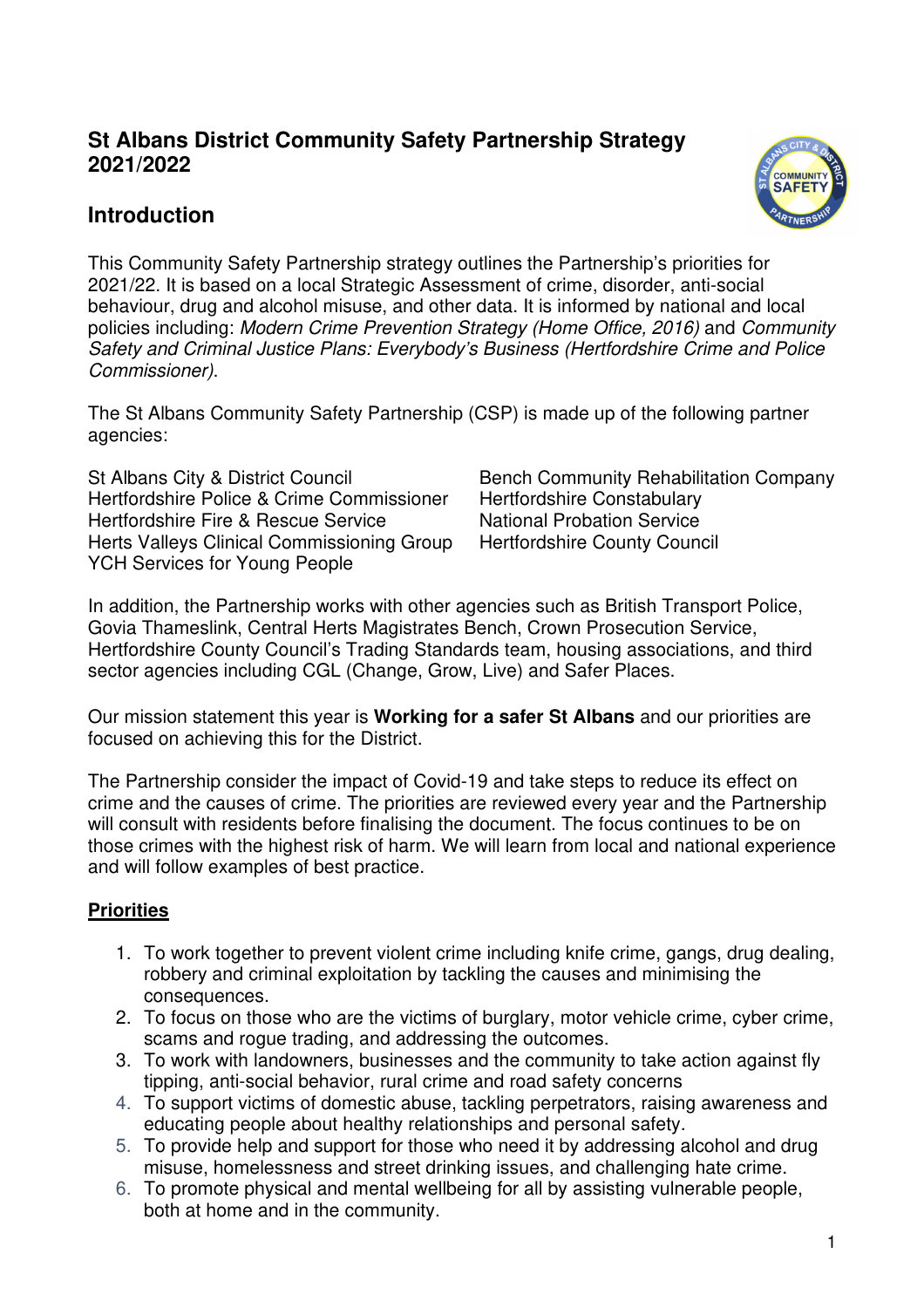# St Albans District Community Safety Partnership Strategy 2021/2022

## Introduction

This Community Safety Partnership strategy outlines the Partnership's priorities for 2021/22. It is based on a local Strategic Assessment of crime, disorder, anti-social behaviour, drug and alcohol misuse, and other data. It is informed by national and local policies including: *Modern Crime Prevention Strategy (Home Office, 2016)* and *Community Safety and Criminal Justice Plans: Everybody's Business (Hertfordshire Crime and Police Commissioner).*

The St Albans Community Safety Partnership (CSP) is made up of the following partner agencies:

St Albans City & District Council
Hertfordshire Police & Crime Commissioner
Hertfordshire Fire & Rescue Service
Herts Valleys Clinical Commissioning Group
YCH Services for Young People
Bench Community Rehabilitation Company
Hertfordshire Constabulary
National Probation Service
Hertfordshire County Council

In addition, the Partnership works with other agencies such as British Transport Police, Govia Thameslink, Central Herts Magistrates Bench, Crown Prosecution Service, Hertfordshire County Council's Trading Standards team, housing associations, and third sector agencies including CGL (Change, Grow, Live) and Safer Places.

Our mission statement this year is **Working for a safer St Albans** and our priorities are focused on achieving this for the District.

The Partnership consider the impact of Covid-19 and take steps to reduce its effect on crime and the causes of crime. The priorities are reviewed every year and the Partnership will consult with residents before finalising the document. The focus continues to be on those crimes with the highest risk of harm. We will learn from local and national experience and will follow examples of best practice.

**<u>Priorities</u>**

1. To work together to prevent violent crime including knife crime, gangs, drug dealing, robbery and criminal exploitation by tackling the causes and minimising the consequences.
2. To focus on those who are the victims of burglary, motor vehicle crime, cyber crime, scams and rogue trading, and addressing the outcomes.
3. To work with landowners, businesses and the community to take action against fly tipping, anti-social behavior, rural crime and road safety concerns
4. To support victims of domestic abuse, tackling perpetrators, raising awareness and educating people about healthy relationships and personal safety.
5. To provide help and support for those who need it by addressing alcohol and drug misuse, homelessness and street drinking issues, and challenging hate crime.
6. To promote physical and mental wellbeing for all by assisting vulnerable people, both at home and in the community.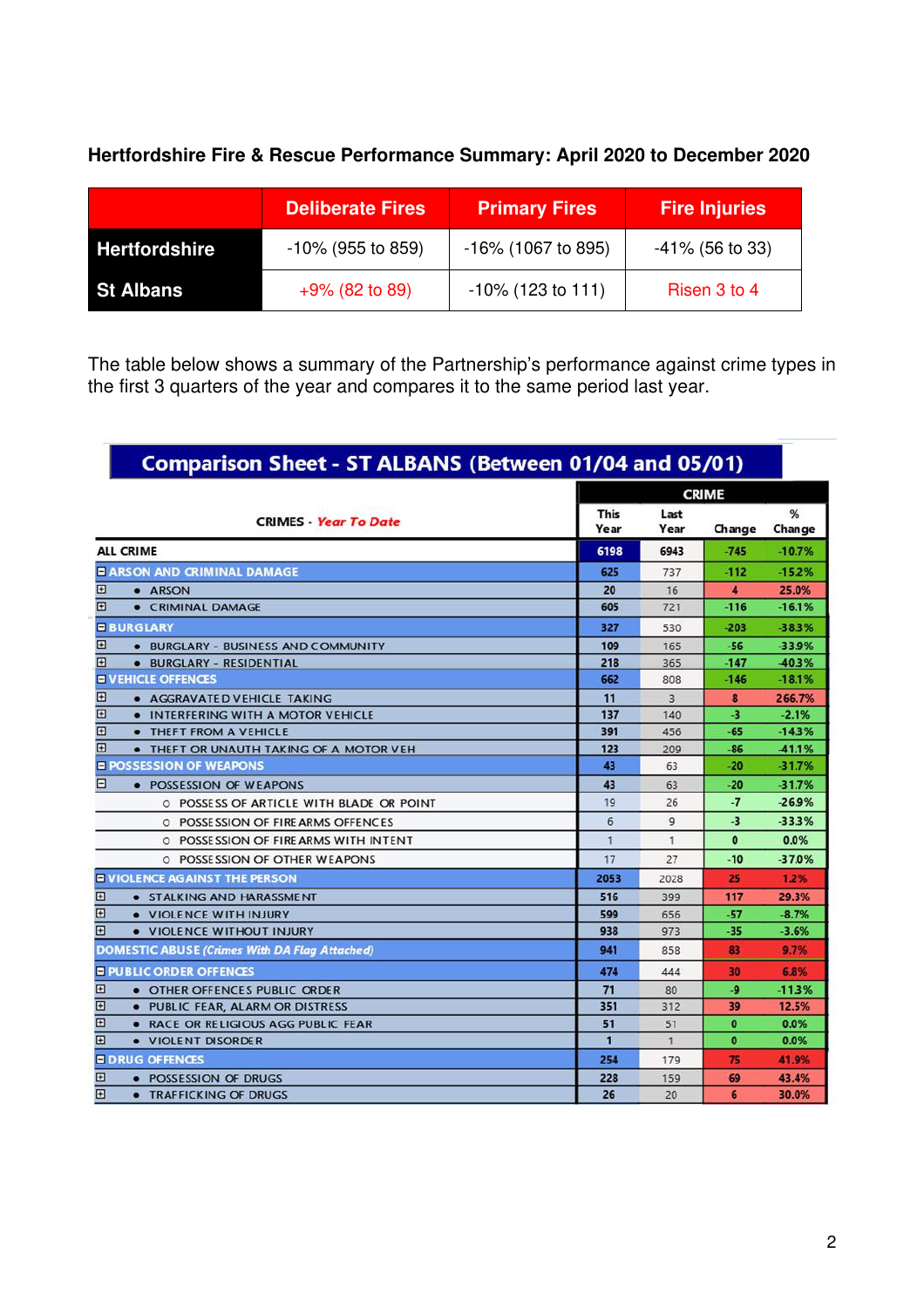**Hertfordshire Fire & Rescue Performance Summary: April 2020 to December 2020**

| | Deliberate Fires | Primary Fires | Fire Injuries |
|---|---|---|---|
| **Hertfordshire** | -10% (955 to 859) | -16% (1067 to 895) | -41% (56 to 33) |
| **St Albans** | +9% (82 to 89) | -10% (123 to 111) | Risen 3 to 4 |

The table below shows a summary of the Partnership's performance against crime types in the first 3 quarters of the year and compares it to the same period last year.

**Comparison Sheet - ST ALBANS (Between 01/04 and 05/01)**

| CRIMES - *Year To Date* | CRIME | | | |
|---|---|---|---|---|
| | This Year | Last Year | Change | % Change |
| ALL CRIME | 6198 | 6943 | -745 | -10.7% |
| ARSON AND CRIMINAL DAMAGE | 625 | 737 | -112 | -15.2% |
| • ARSON | 20 | 16 | 4 | 25.0% |
| • CRIMINAL DAMAGE | 605 | 721 | -116 | -16.1% |
| BURGLARY | 327 | 530 | -203 | -38.3% |
| • BURGLARY - BUSINESS AND COMMUNITY | 109 | 165 | -56 | -33.9% |
| • BURGLARY - RESIDENTIAL | 218 | 365 | -147 | -40.3% |
| VEHICLE OFFENCES | 662 | 808 | -146 | -18.1% |
| • AGGRAVATED VEHICLE TAKING | 11 | 3 | 8 | 266.7% |
| • INTERFERING WITH A MOTOR VEHICLE | 137 | 140 | -3 | -2.1% |
| • THEFT FROM A VEHICLE | 391 | 456 | -65 | -14.3% |
| • THEFT OR UNAUTH TAKING OF A MOTOR VEH | 123 | 209 | -86 | -41.1% |
| POSSESSION OF WEAPONS | 43 | 63 | -20 | -31.7% |
| • POSSESSION OF WEAPONS | 43 | 63 | -20 | -31.7% |
| ○ POSSESS OF ARTICLE WITH BLADE OR POINT | 19 | 26 | -7 | -26.9% |
| ○ POSSESSION OF FIREARMS OFFENCES | 6 | 9 | -3 | -33.3% |
| ○ POSSESSION OF FIREARMS WITH INTENT | 1 | 1 | 0 | 0.0% |
| ○ POSSESSION OF OTHER WEAPONS | 17 | 27 | -10 | -37.0% |
| VIOLENCE AGAINST THE PERSON | 2053 | 2028 | 25 | 1.2% |
| • STALKING AND HARASSMENT | 516 | 399 | 117 | 29.3% |
| • VIOLENCE WITH INJURY | 599 | 656 | -57 | -8.7% |
| • VIOLENCE WITHOUT INJURY | 938 | 973 | -35 | -3.6% |
| DOMESTIC ABUSE *(Crimes With DA Flag Attached)* | 941 | 858 | 83 | 9.7% |
| PUBLIC ORDER OFFENCES | 474 | 444 | 30 | 6.8% |
| • OTHER OFFENCES PUBLIC ORDER | 71 | 80 | -9 | -11.3% |
| • PUBLIC FEAR, ALARM OR DISTRESS | 351 | 312 | 39 | 12.5% |
| • RACE OR RELIGIOUS AGG PUBLIC FEAR | 51 | 51 | 0 | 0.0% |
| • VIOLENT DISORDER | 1 | 1 | 0 | 0.0% |
| DRUG OFFENCES | 254 | 179 | 75 | 41.9% |
| • POSSESSION OF DRUGS | 228 | 159 | 69 | 43.4% |
| • TRAFFICKING OF DRUGS | 26 | 20 | 6 | 30.0% |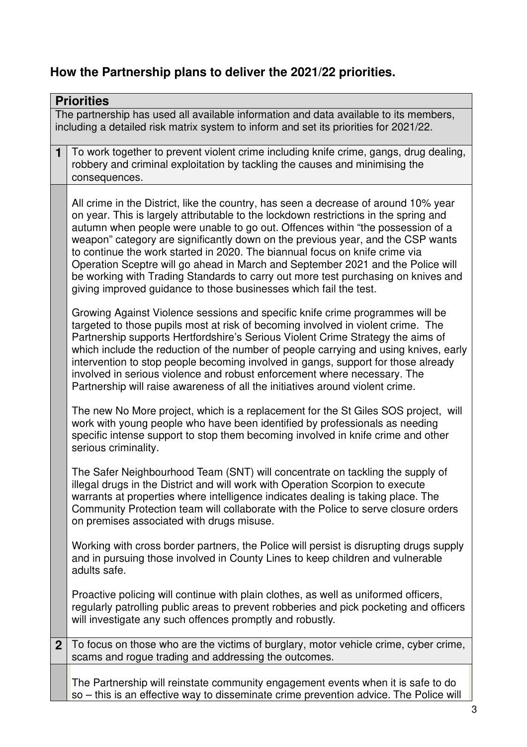## How the Partnership plans to deliver the 2021/22 priorities.

| **Priorities** | |
|---|---|
| The partnership has used all available information and data available to its members, including a detailed risk matrix system to inform and set its priorities for 2021/22. | |
| **1** | To work together to prevent violent crime including knife crime, gangs, drug dealing, robbery and criminal exploitation by tackling the causes and minimising the consequences. |
| | All crime in the District, like the country, has seen a decrease of around 10% year on year. This is largely attributable to the lockdown restrictions in the spring and autumn when people were unable to go out. Offences within "the possession of a weapon" category are significantly down on the previous year, and the CSP wants to continue the work started in 2020. The biannual focus on knife crime via Operation Sceptre will go ahead in March and September 2021 and the Police will be working with Trading Standards to carry out more test purchasing on knives and giving improved guidance to those businesses which fail the test.<br><br>Growing Against Violence sessions and specific knife crime programmes will be targeted to those pupils most at risk of becoming involved in violent crime. The Partnership supports Hertfordshire's Serious Violent Crime Strategy the aims of which include the reduction of the number of people carrying and using knives, early intervention to stop people becoming involved in gangs, support for those already involved in serious violence and robust enforcement where necessary. The Partnership will raise awareness of all the initiatives around violent crime.<br><br>The new No More project, which is a replacement for the St Giles SOS project, will work with young people who have been identified by professionals as needing specific intense support to stop them becoming involved in knife crime and other serious criminality.<br><br>The Safer Neighbourhood Team (SNT) will concentrate on tackling the supply of illegal drugs in the District and will work with Operation Scorpion to execute warrants at properties where intelligence indicates dealing is taking place. The Community Protection team will collaborate with the Police to serve closure orders on premises associated with drugs misuse.<br><br>Working with cross border partners, the Police will persist is disrupting drugs supply and in pursuing those involved in County Lines to keep children and vulnerable adults safe.<br><br>Proactive policing will continue with plain clothes, as well as uniformed officers, regularly patrolling public areas to prevent robberies and pick pocketing and officers will investigate any such offences promptly and robustly. |
| **2** | To focus on those who are the victims of burglary, motor vehicle crime, cyber crime, scams and rogue trading and addressing the outcomes. |
| | The Partnership will reinstate community engagement events when it is safe to do so – this is an effective way to disseminate crime prevention advice. The Police will |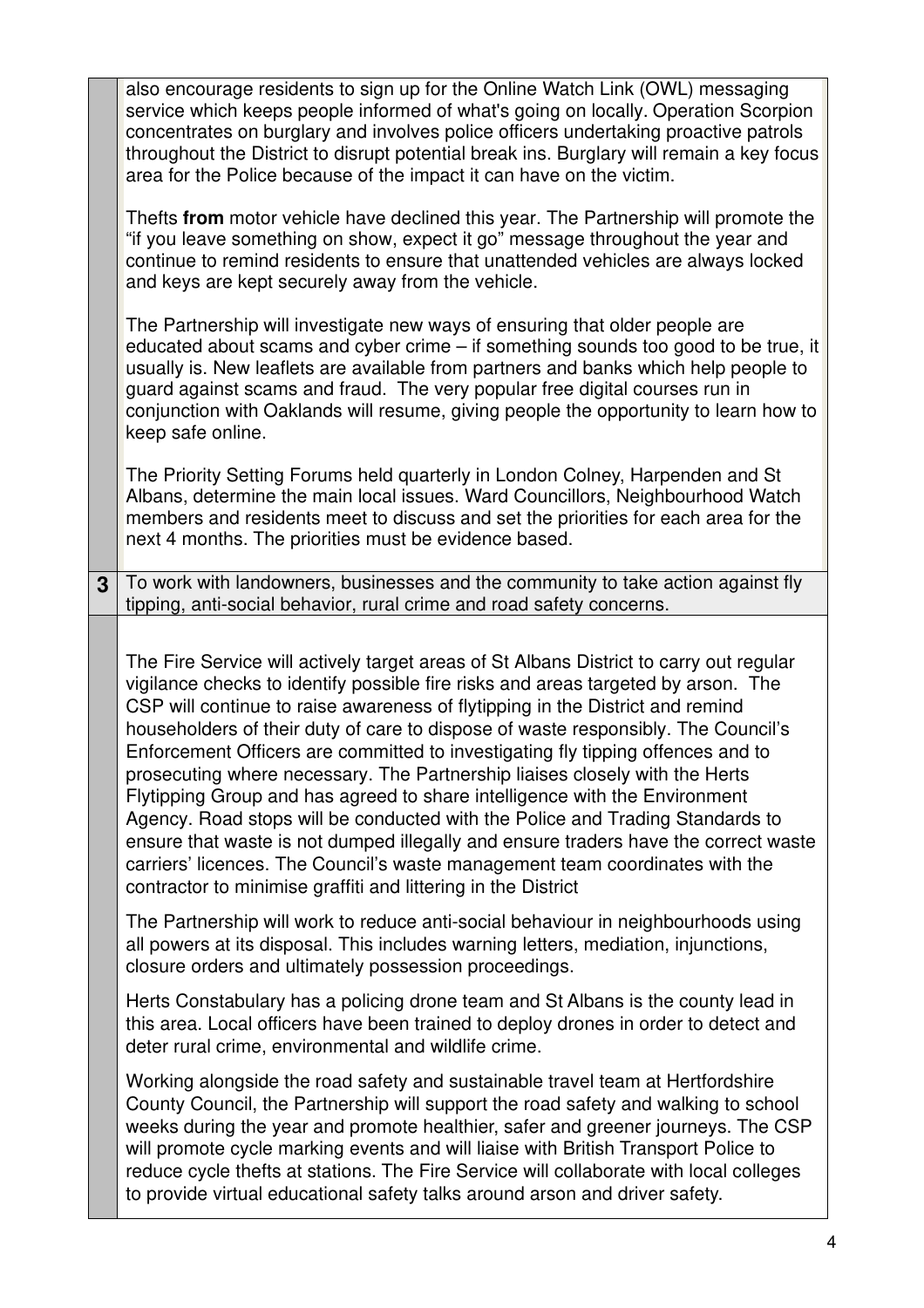also encourage residents to sign up for the Online Watch Link (OWL) messaging service which keeps people informed of what's going on locally. Operation Scorpion concentrates on burglary and involves police officers undertaking proactive patrols throughout the District to disrupt potential break ins. Burglary will remain a key focus area for the Police because of the impact it can have on the victim.

Thefts **from** motor vehicle have declined this year. The Partnership will promote the "if you leave something on show, expect it go" message throughout the year and continue to remind residents to ensure that unattended vehicles are always locked and keys are kept securely away from the vehicle.

The Partnership will investigate new ways of ensuring that older people are educated about scams and cyber crime – if something sounds too good to be true, it usually is. New leaflets are available from partners and banks which help people to guard against scams and fraud. The very popular free digital courses run in conjunction with Oaklands will resume, giving people the opportunity to learn how to keep safe online.

The Priority Setting Forums held quarterly in London Colney, Harpenden and St Albans, determine the main local issues. Ward Councillors, Neighbourhood Watch members and residents meet to discuss and set the priorities for each area for the next 4 months. The priorities must be evidence based.

**3** To work with landowners, businesses and the community to take action against fly tipping, anti-social behavior, rural crime and road safety concerns.

The Fire Service will actively target areas of St Albans District to carry out regular vigilance checks to identify possible fire risks and areas targeted by arson. The CSP will continue to raise awareness of flytipping in the District and remind householders of their duty of care to dispose of waste responsibly. The Council's Enforcement Officers are committed to investigating fly tipping offences and to prosecuting where necessary. The Partnership liaises closely with the Herts Flytipping Group and has agreed to share intelligence with the Environment Agency. Road stops will be conducted with the Police and Trading Standards to ensure that waste is not dumped illegally and ensure traders have the correct waste carriers' licences. The Council's waste management team coordinates with the contractor to minimise graffiti and littering in the District

The Partnership will work to reduce anti-social behaviour in neighbourhoods using all powers at its disposal. This includes warning letters, mediation, injunctions, closure orders and ultimately possession proceedings.

Herts Constabulary has a policing drone team and St Albans is the county lead in this area. Local officers have been trained to deploy drones in order to detect and deter rural crime, environmental and wildlife crime.

Working alongside the road safety and sustainable travel team at Hertfordshire County Council, the Partnership will support the road safety and walking to school weeks during the year and promote healthier, safer and greener journeys. The CSP will promote cycle marking events and will liaise with British Transport Police to reduce cycle thefts at stations. The Fire Service will collaborate with local colleges to provide virtual educational safety talks around arson and driver safety.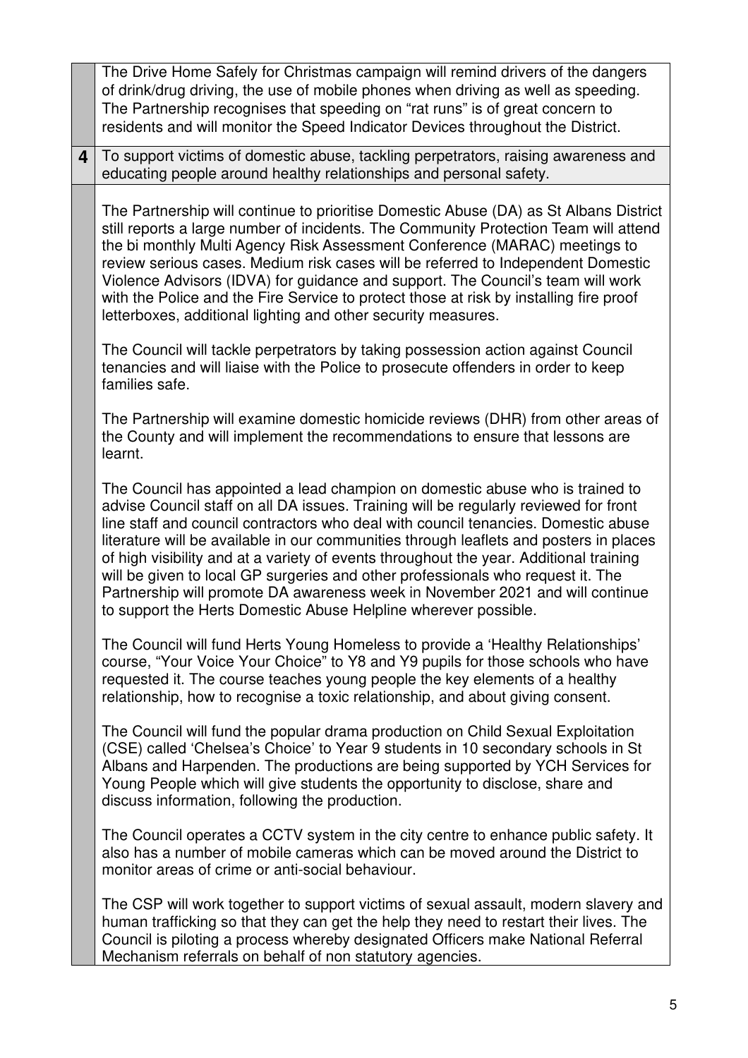| | |
|---|---|
| | The Drive Home Safely for Christmas campaign will remind drivers of the dangers of drink/drug driving, the use of mobile phones when driving as well as speeding. The Partnership recognises that speeding on "rat runs" is of great concern to residents and will monitor the Speed Indicator Devices throughout the District. |
| **4** | To support victims of domestic abuse, tackling perpetrators, raising awareness and educating people around healthy relationships and personal safety. |
| | The Partnership will continue to prioritise Domestic Abuse (DA) as St Albans District still reports a large number of incidents. The Community Protection Team will attend the bi monthly Multi Agency Risk Assessment Conference (MARAC) meetings to review serious cases. Medium risk cases will be referred to Independent Domestic Violence Advisors (IDVA) for guidance and support. The Council's team will work with the Police and the Fire Service to protect those at risk by installing fire proof letterboxes, additional lighting and other security measures.<br><br>The Council will tackle perpetrators by taking possession action against Council tenancies and will liaise with the Police to prosecute offenders in order to keep families safe.<br><br>The Partnership will examine domestic homicide reviews (DHR) from other areas of the County and will implement the recommendations to ensure that lessons are learnt.<br><br>The Council has appointed a lead champion on domestic abuse who is trained to advise Council staff on all DA issues. Training will be regularly reviewed for front line staff and council contractors who deal with council tenancies. Domestic abuse literature will be available in our communities through leaflets and posters in places of high visibility and at a variety of events throughout the year. Additional training will be given to local GP surgeries and other professionals who request it. The Partnership will promote DA awareness week in November 2021 and will continue to support the Herts Domestic Abuse Helpline wherever possible.<br><br>The Council will fund Herts Young Homeless to provide a 'Healthy Relationships' course, "Your Voice Your Choice" to Y8 and Y9 pupils for those schools who have requested it. The course teaches young people the key elements of a healthy relationship, how to recognise a toxic relationship, and about giving consent.<br><br>The Council will fund the popular drama production on Child Sexual Exploitation (CSE) called 'Chelsea's Choice' to Year 9 students in 10 secondary schools in St Albans and Harpenden. The productions are being supported by YCH Services for Young People which will give students the opportunity to disclose, share and discuss information, following the production.<br><br>The Council operates a CCTV system in the city centre to enhance public safety. It also has a number of mobile cameras which can be moved around the District to monitor areas of crime or anti-social behaviour.<br><br>The CSP will work together to support victims of sexual assault, modern slavery and human trafficking so that they can get the help they need to restart their lives. The Council is piloting a process whereby designated Officers make National Referral Mechanism referrals on behalf of non statutory agencies. |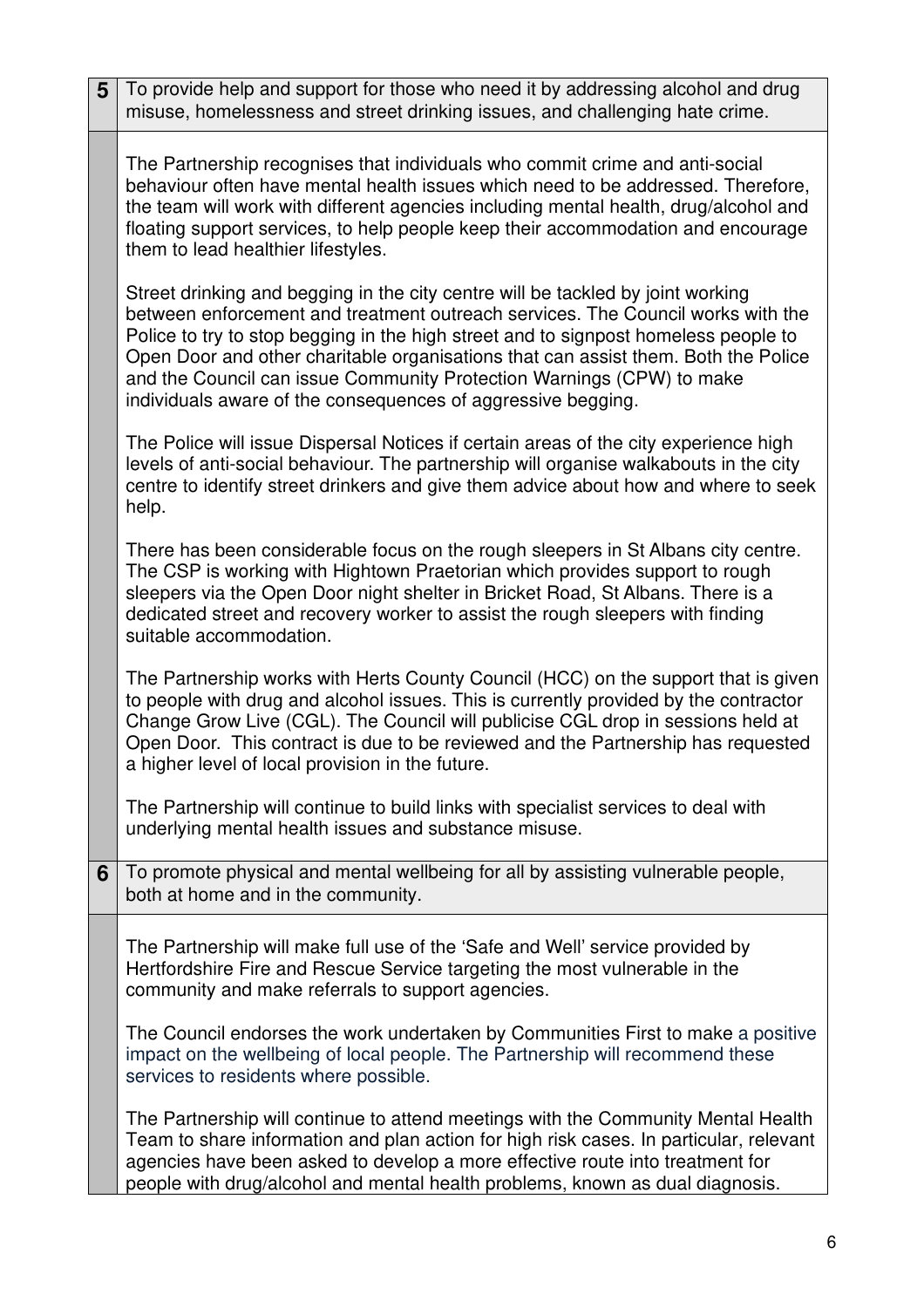| 5 | To provide help and support for those who need it by addressing alcohol and drug misuse, homelessness and street drinking issues, and challenging hate crime. |
|---|---|
| | The Partnership recognises that individuals who commit crime and anti-social behaviour often have mental health issues which need to be addressed. Therefore, the team will work with different agencies including mental health, drug/alcohol and floating support services, to help people keep their accommodation and encourage them to lead healthier lifestyles.<br><br>Street drinking and begging in the city centre will be tackled by joint working between enforcement and treatment outreach services. The Council works with the Police to try to stop begging in the high street and to signpost homeless people to Open Door and other charitable organisations that can assist them. Both the Police and the Council can issue Community Protection Warnings (CPW) to make individuals aware of the consequences of aggressive begging.<br><br>The Police will issue Dispersal Notices if certain areas of the city experience high levels of anti-social behaviour. The partnership will organise walkabouts in the city centre to identify street drinkers and give them advice about how and where to seek help.<br><br>There has been considerable focus on the rough sleepers in St Albans city centre. The CSP is working with Hightown Praetorian which provides support to rough sleepers via the Open Door night shelter in Bricket Road, St Albans. There is a dedicated street and recovery worker to assist the rough sleepers with finding suitable accommodation.<br><br>The Partnership works with Herts County Council (HCC) on the support that is given to people with drug and alcohol issues. This is currently provided by the contractor Change Grow Live (CGL). The Council will publicise CGL drop in sessions held at Open Door. This contract is due to be reviewed and the Partnership has requested a higher level of local provision in the future.<br><br>The Partnership will continue to build links with specialist services to deal with underlying mental health issues and substance misuse. |
| 6 | To promote physical and mental wellbeing for all by assisting vulnerable people, both at home and in the community. |
| | The Partnership will make full use of the 'Safe and Well' service provided by Hertfordshire Fire and Rescue Service targeting the most vulnerable in the community and make referrals to support agencies.<br><br>The Council endorses the work undertaken by Communities First to make a positive impact on the wellbeing of local people. The Partnership will recommend these services to residents where possible.<br><br>The Partnership will continue to attend meetings with the Community Mental Health Team to share information and plan action for high risk cases. In particular, relevant agencies have been asked to develop a more effective route into treatment for people with drug/alcohol and mental health problems, known as dual diagnosis. |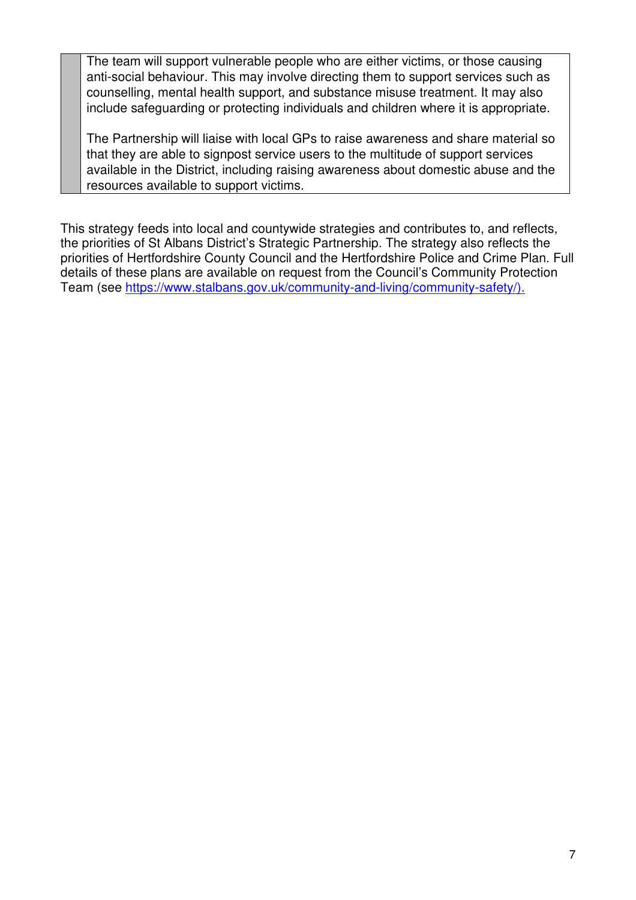| | |
|---|---|
| | The team will support vulnerable people who are either victims, or those causing anti-social behaviour. This may involve directing them to support services such as counselling, mental health support, and substance misuse treatment. It may also include safeguarding or protecting individuals and children where it is appropriate.<br><br>The Partnership will liaise with local GPs to raise awareness and share material so that they are able to signpost service users to the multitude of support services available in the District, including raising awareness about domestic abuse and the resources available to support victims. |

This strategy feeds into local and countywide strategies and contributes to, and reflects, the priorities of St Albans District's Strategic Partnership. The strategy also reflects the priorities of Hertfordshire County Council and the Hertfordshire Police and Crime Plan. Full details of these plans are available on request from the Council's Community Protection Team (see https://www.stalbans.gov.uk/community-and-living/community-safety/).